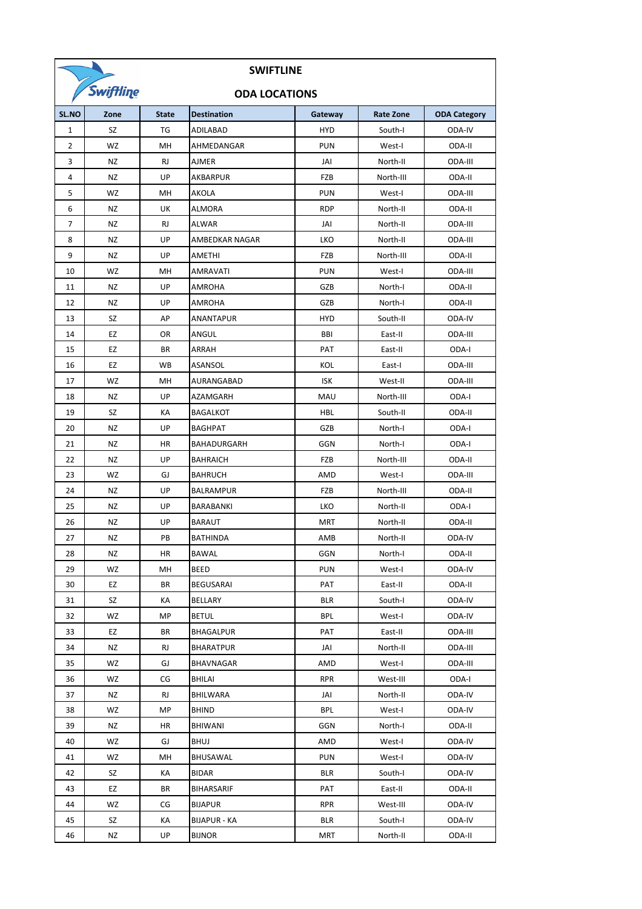# SWIFTLINE

## ODA LOCATIONS

| SL.NO | Zone | State | Destination | Gateway | Rate Zone | ODA Category |
|---|---|---|---|---|---|---|
| 1 | SZ | TG | ADILABAD | HYD | South-I | ODA-IV |
| 2 | WZ | MH | AHMEDANGAR | PUN | West-I | ODA-II |
| 3 | NZ | RJ | AJMER | JAI | North-II | ODA-III |
| 4 | NZ | UP | AKBARPUR | FZB | North-III | ODA-II |
| 5 | WZ | MH | AKOLA | PUN | West-I | ODA-III |
| 6 | NZ | UK | ALMORA | RDP | North-II | ODA-II |
| 7 | NZ | RJ | ALWAR | JAI | North-II | ODA-III |
| 8 | NZ | UP | AMBEDKAR NAGAR | LKO | North-II | ODA-III |
| 9 | NZ | UP | AMETHI | FZB | North-III | ODA-II |
| 10 | WZ | MH | AMRAVATI | PUN | West-I | ODA-III |
| 11 | NZ | UP | AMROHA | GZB | North-I | ODA-II |
| 12 | NZ | UP | AMROHA | GZB | North-I | ODA-II |
| 13 | SZ | AP | ANANTAPUR | HYD | South-II | ODA-IV |
| 14 | EZ | OR | ANGUL | BBI | East-II | ODA-III |
| 15 | EZ | BR | ARRAH | PAT | East-II | ODA-I |
| 16 | EZ | WB | ASANSOL | KOL | East-I | ODA-III |
| 17 | WZ | MH | AURANGABAD | ISK | West-II | ODA-III |
| 18 | NZ | UP | AZAMGARH | MAU | North-III | ODA-I |
| 19 | SZ | KA | BAGALKOT | HBL | South-II | ODA-II |
| 20 | NZ | UP | BAGHPAT | GZB | North-I | ODA-I |
| 21 | NZ | HR | BAHADURGARH | GGN | North-I | ODA-I |
| 22 | NZ | UP | BAHRAICH | FZB | North-III | ODA-II |
| 23 | WZ | GJ | BAHRUCH | AMD | West-I | ODA-III |
| 24 | NZ | UP | BALRAMPUR | FZB | North-III | ODA-II |
| 25 | NZ | UP | BARABANKI | LKO | North-II | ODA-I |
| 26 | NZ | UP | BARAUT | MRT | North-II | ODA-II |
| 27 | NZ | PB | BATHINDA | AMB | North-II | ODA-IV |
| 28 | NZ | HR | BAWAL | GGN | North-I | ODA-II |
| 29 | WZ | MH | BEED | PUN | West-I | ODA-IV |
| 30 | EZ | BR | BEGUSARAI | PAT | East-II | ODA-II |
| 31 | SZ | KA | BELLARY | BLR | South-I | ODA-IV |
| 32 | WZ | MP | BETUL | BPL | West-I | ODA-IV |
| 33 | EZ | BR | BHAGALPUR | PAT | East-II | ODA-III |
| 34 | NZ | RJ | BHARATPUR | JAI | North-II | ODA-III |
| 35 | WZ | GJ | BHAVNAGAR | AMD | West-I | ODA-III |
| 36 | WZ | CG | BHILAI | RPR | West-III | ODA-I |
| 37 | NZ | RJ | BHILWARA | JAI | North-II | ODA-IV |
| 38 | WZ | MP | BHIND | BPL | West-I | ODA-IV |
| 39 | NZ | HR | BHIWANI | GGN | North-I | ODA-II |
| 40 | WZ | GJ | BHUJ | AMD | West-I | ODA-IV |
| 41 | WZ | MH | BHUSAWAL | PUN | West-I | ODA-IV |
| 42 | SZ | KA | BIDAR | BLR | South-I | ODA-IV |
| 43 | EZ | BR | BIHARSARIF | PAT | East-II | ODA-II |
| 44 | WZ | CG | BIJAPUR | RPR | West-III | ODA-IV |
| 45 | SZ | KA | BIJAPUR - KA | BLR | South-I | ODA-IV |
| 46 | NZ | UP | BIJNOR | MRT | North-II | ODA-II |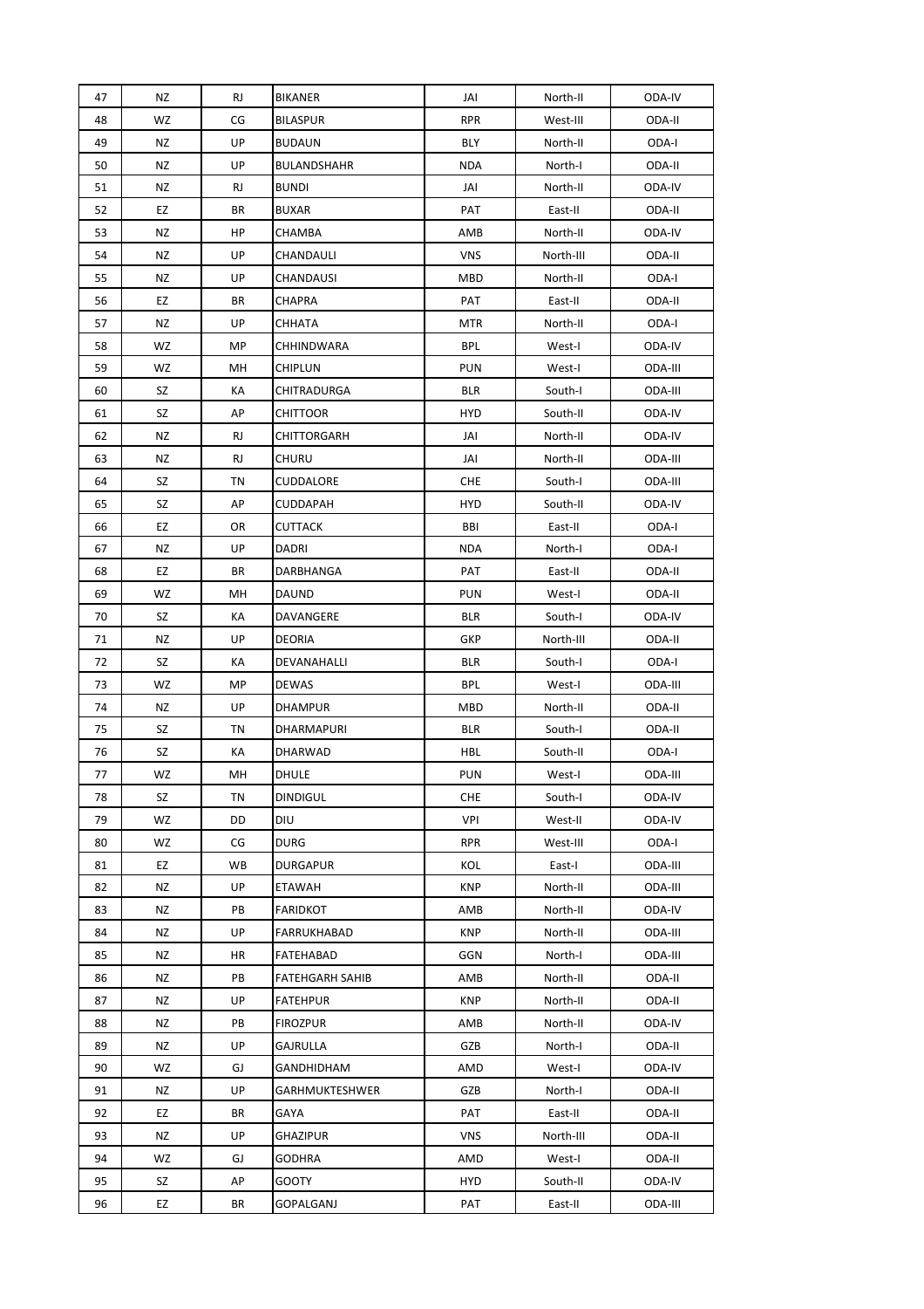| 47 | NZ | RJ | BIKANER | JAI | North-II | ODA-IV |
|---|---|---|---|---|---|---|
| 48 | WZ | CG | BILASPUR | RPR | West-III | ODA-II |
| 49 | NZ | UP | BUDAUN | BLY | North-II | ODA-I |
| 50 | NZ | UP | BULANDSHAHR | NDA | North-I | ODA-II |
| 51 | NZ | RJ | BUNDI | JAI | North-II | ODA-IV |
| 52 | EZ | BR | BUXAR | PAT | East-II | ODA-II |
| 53 | NZ | HP | CHAMBA | AMB | North-II | ODA-IV |
| 54 | NZ | UP | CHANDAULI | VNS | North-III | ODA-II |
| 55 | NZ | UP | CHANDAUSI | MBD | North-II | ODA-I |
| 56 | EZ | BR | CHAPRA | PAT | East-II | ODA-II |
| 57 | NZ | UP | CHHATA | MTR | North-II | ODA-I |
| 58 | WZ | MP | CHHINDWARA | BPL | West-I | ODA-IV |
| 59 | WZ | MH | CHIPLUN | PUN | West-I | ODA-III |
| 60 | SZ | KA | CHITRADURGA | BLR | South-I | ODA-III |
| 61 | SZ | AP | CHITTOOR | HYD | South-II | ODA-IV |
| 62 | NZ | RJ | CHITTORGARH | JAI | North-II | ODA-IV |
| 63 | NZ | RJ | CHURU | JAI | North-II | ODA-III |
| 64 | SZ | TN | CUDDALORE | CHE | South-I | ODA-III |
| 65 | SZ | AP | CUDDAPAH | HYD | South-II | ODA-IV |
| 66 | EZ | OR | CUTTACK | BBI | East-II | ODA-I |
| 67 | NZ | UP | DADRI | NDA | North-I | ODA-I |
| 68 | EZ | BR | DARBHANGA | PAT | East-II | ODA-II |
| 69 | WZ | MH | DAUND | PUN | West-I | ODA-II |
| 70 | SZ | KA | DAVANGERE | BLR | South-I | ODA-IV |
| 71 | NZ | UP | DEORIA | GKP | North-III | ODA-II |
| 72 | SZ | KA | DEVANAHALLI | BLR | South-I | ODA-I |
| 73 | WZ | MP | DEWAS | BPL | West-I | ODA-III |
| 74 | NZ | UP | DHAMPUR | MBD | North-II | ODA-II |
| 75 | SZ | TN | DHARMAPURI | BLR | South-I | ODA-II |
| 76 | SZ | KA | DHARWAD | HBL | South-II | ODA-I |
| 77 | WZ | MH | DHULE | PUN | West-I | ODA-III |
| 78 | SZ | TN | DINDIGUL | CHE | South-I | ODA-IV |
| 79 | WZ | DD | DIU | VPI | West-II | ODA-IV |
| 80 | WZ | CG | DURG | RPR | West-III | ODA-I |
| 81 | EZ | WB | DURGAPUR | KOL | East-I | ODA-III |
| 82 | NZ | UP | ETAWAH | KNP | North-II | ODA-III |
| 83 | NZ | PB | FARIDKOT | AMB | North-II | ODA-IV |
| 84 | NZ | UP | FARRUKHABAD | KNP | North-II | ODA-III |
| 85 | NZ | HR | FATEHABAD | GGN | North-I | ODA-III |
| 86 | NZ | PB | FATEHGARH SAHIB | AMB | North-II | ODA-II |
| 87 | NZ | UP | FATEHPUR | KNP | North-II | ODA-II |
| 88 | NZ | PB | FIROZPUR | AMB | North-II | ODA-IV |
| 89 | NZ | UP | GAJRULLA | GZB | North-I | ODA-II |
| 90 | WZ | GJ | GANDHIDHAM | AMD | West-I | ODA-IV |
| 91 | NZ | UP | GARHMUKTESHWER | GZB | North-I | ODA-II |
| 92 | EZ | BR | GAYA | PAT | East-II | ODA-II |
| 93 | NZ | UP | GHAZIPUR | VNS | North-III | ODA-II |
| 94 | WZ | GJ | GODHRA | AMD | West-I | ODA-II |
| 95 | SZ | AP | GOOTY | HYD | South-II | ODA-IV |
| 96 | EZ | BR | GOPALGANJ | PAT | East-II | ODA-III |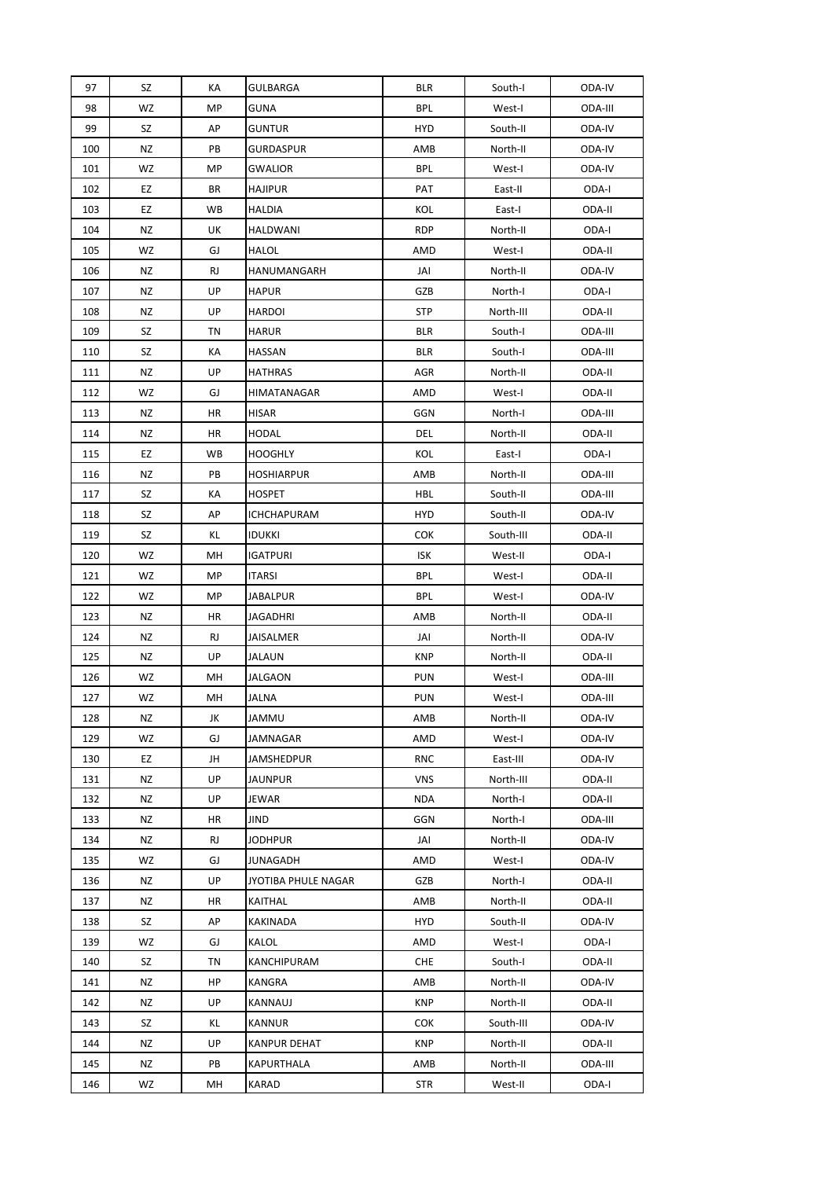| | | | | | | |
|---|---|---|---|---|---|---|
| 97 | SZ | KA | GULBARGA | BLR | South-I | ODA-IV |
| 98 | WZ | MP | GUNA | BPL | West-I | ODA-III |
| 99 | SZ | AP | GUNTUR | HYD | South-II | ODA-IV |
| 100 | NZ | PB | GURDASPUR | AMB | North-II | ODA-IV |
| 101 | WZ | MP | GWALIOR | BPL | West-I | ODA-IV |
| 102 | EZ | BR | HAJIPUR | PAT | East-II | ODA-I |
| 103 | EZ | WB | HALDIA | KOL | East-I | ODA-II |
| 104 | NZ | UK | HALDWANI | RDP | North-II | ODA-I |
| 105 | WZ | GJ | HALOL | AMD | West-I | ODA-II |
| 106 | NZ | RJ | HANUMANGARH | JAI | North-II | ODA-IV |
| 107 | NZ | UP | HAPUR | GZB | North-I | ODA-I |
| 108 | NZ | UP | HARDOI | STP | North-III | ODA-II |
| 109 | SZ | TN | HARUR | BLR | South-I | ODA-III |
| 110 | SZ | KA | HASSAN | BLR | South-I | ODA-III |
| 111 | NZ | UP | HATHRAS | AGR | North-II | ODA-II |
| 112 | WZ | GJ | HIMATANAGAR | AMD | West-I | ODA-II |
| 113 | NZ | HR | HISAR | GGN | North-I | ODA-III |
| 114 | NZ | HR | HODAL | DEL | North-II | ODA-II |
| 115 | EZ | WB | HOOGHLY | KOL | East-I | ODA-I |
| 116 | NZ | PB | HOSHIARPUR | AMB | North-II | ODA-III |
| 117 | SZ | KA | HOSPET | HBL | South-II | ODA-III |
| 118 | SZ | AP | ICHCHAPURAM | HYD | South-II | ODA-IV |
| 119 | SZ | KL | IDUKKI | COK | South-III | ODA-II |
| 120 | WZ | MH | IGATPURI | ISK | West-II | ODA-I |
| 121 | WZ | MP | ITARSI | BPL | West-I | ODA-II |
| 122 | WZ | MP | JABALPUR | BPL | West-I | ODA-IV |
| 123 | NZ | HR | JAGADHRI | AMB | North-II | ODA-II |
| 124 | NZ | RJ | JAISALMER | JAI | North-II | ODA-IV |
| 125 | NZ | UP | JALAUN | KNP | North-II | ODA-II |
| 126 | WZ | MH | JALGAON | PUN | West-I | ODA-III |
| 127 | WZ | MH | JALNA | PUN | West-I | ODA-III |
| 128 | NZ | JK | JAMMU | AMB | North-II | ODA-IV |
| 129 | WZ | GJ | JAMNAGAR | AMD | West-I | ODA-IV |
| 130 | EZ | JH | JAMSHEDPUR | RNC | East-III | ODA-IV |
| 131 | NZ | UP | JAUNPUR | VNS | North-III | ODA-II |
| 132 | NZ | UP | JEWAR | NDA | North-I | ODA-II |
| 133 | NZ | HR | JIND | GGN | North-I | ODA-III |
| 134 | NZ | RJ | JODHPUR | JAI | North-II | ODA-IV |
| 135 | WZ | GJ | JUNAGADH | AMD | West-I | ODA-IV |
| 136 | NZ | UP | JYOTIBA PHULE NAGAR | GZB | North-I | ODA-II |
| 137 | NZ | HR | KAITHAL | AMB | North-II | ODA-II |
| 138 | SZ | AP | KAKINADA | HYD | South-II | ODA-IV |
| 139 | WZ | GJ | KALOL | AMD | West-I | ODA-I |
| 140 | SZ | TN | KANCHIPURAM | CHE | South-I | ODA-II |
| 141 | NZ | HP | KANGRA | AMB | North-II | ODA-IV |
| 142 | NZ | UP | KANNAUJ | KNP | North-II | ODA-II |
| 143 | SZ | KL | KANNUR | COK | South-III | ODA-IV |
| 144 | NZ | UP | KANPUR DEHAT | KNP | North-II | ODA-II |
| 145 | NZ | PB | KAPURTHALA | AMB | North-II | ODA-III |
| 146 | WZ | MH | KARAD | STR | West-II | ODA-I |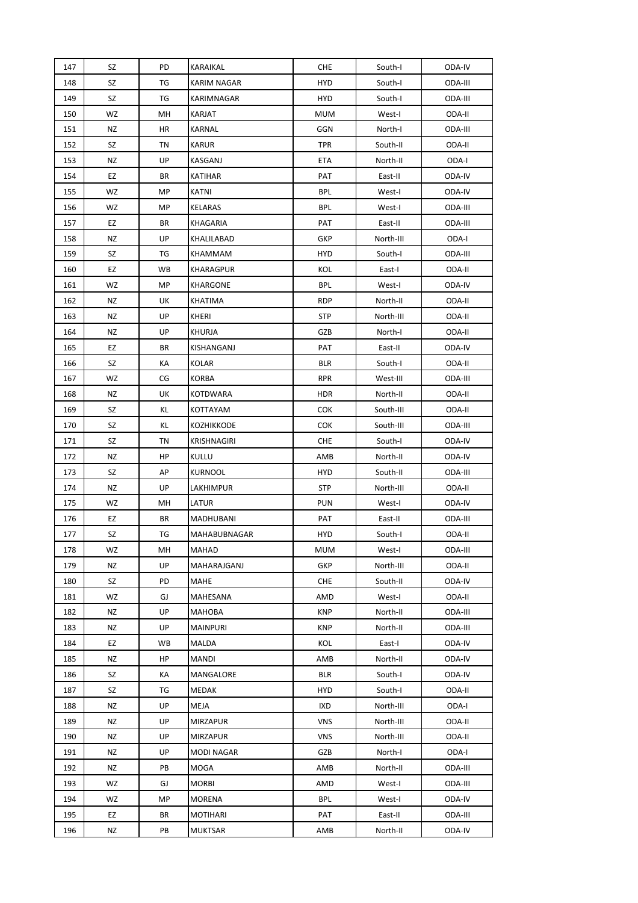| 147 | SZ | PD | KARAIKAL | CHE | South-I | ODA-IV |
|---|---|---|---|---|---|---|
| 148 | SZ | TG | KARIM NAGAR | HYD | South-I | ODA-III |
| 149 | SZ | TG | KARIMNAGAR | HYD | South-I | ODA-III |
| 150 | WZ | MH | KARJAT | MUM | West-I | ODA-II |
| 151 | NZ | HR | KARNAL | GGN | North-I | ODA-III |
| 152 | SZ | TN | KARUR | TPR | South-II | ODA-II |
| 153 | NZ | UP | KASGANJ | ETA | North-II | ODA-I |
| 154 | EZ | BR | KATIHAR | PAT | East-II | ODA-IV |
| 155 | WZ | MP | KATNI | BPL | West-I | ODA-IV |
| 156 | WZ | MP | KELARAS | BPL | West-I | ODA-III |
| 157 | EZ | BR | KHAGARIA | PAT | East-II | ODA-III |
| 158 | NZ | UP | KHALILABAD | GKP | North-III | ODA-I |
| 159 | SZ | TG | KHAMMAM | HYD | South-I | ODA-III |
| 160 | EZ | WB | KHARAGPUR | KOL | East-I | ODA-II |
| 161 | WZ | MP | KHARGONE | BPL | West-I | ODA-IV |
| 162 | NZ | UK | KHATIMA | RDP | North-II | ODA-II |
| 163 | NZ | UP | KHERI | STP | North-III | ODA-II |
| 164 | NZ | UP | KHURJA | GZB | North-I | ODA-II |
| 165 | EZ | BR | KISHANGANJ | PAT | East-II | ODA-IV |
| 166 | SZ | KA | KOLAR | BLR | South-I | ODA-II |
| 167 | WZ | CG | KORBA | RPR | West-III | ODA-III |
| 168 | NZ | UK | KOTDWARA | HDR | North-II | ODA-II |
| 169 | SZ | KL | KOTTAYAM | COK | South-III | ODA-II |
| 170 | SZ | KL | KOZHIKKODE | COK | South-III | ODA-III |
| 171 | SZ | TN | KRISHNAGIRI | CHE | South-I | ODA-IV |
| 172 | NZ | HP | KULLU | AMB | North-II | ODA-IV |
| 173 | SZ | AP | KURNOOL | HYD | South-II | ODA-III |
| 174 | NZ | UP | LAKHIMPUR | STP | North-III | ODA-II |
| 175 | WZ | MH | LATUR | PUN | West-I | ODA-IV |
| 176 | EZ | BR | MADHUBANI | PAT | East-II | ODA-III |
| 177 | SZ | TG | MAHABUBNAGAR | HYD | South-I | ODA-II |
| 178 | WZ | MH | MAHAD | MUM | West-I | ODA-III |
| 179 | NZ | UP | MAHARAJGANJ | GKP | North-III | ODA-II |
| 180 | SZ | PD | MAHE | CHE | South-II | ODA-IV |
| 181 | WZ | GJ | MAHESANA | AMD | West-I | ODA-II |
| 182 | NZ | UP | MAHOBA | KNP | North-II | ODA-III |
| 183 | NZ | UP | MAINPURI | KNP | North-II | ODA-III |
| 184 | EZ | WB | MALDA | KOL | East-I | ODA-IV |
| 185 | NZ | HP | MANDI | AMB | North-II | ODA-IV |
| 186 | SZ | KA | MANGALORE | BLR | South-I | ODA-IV |
| 187 | SZ | TG | MEDAK | HYD | South-I | ODA-II |
| 188 | NZ | UP | MEJA | IXD | North-III | ODA-I |
| 189 | NZ | UP | MIRZAPUR | VNS | North-III | ODA-II |
| 190 | NZ | UP | MIRZAPUR | VNS | North-III | ODA-II |
| 191 | NZ | UP | MODI NAGAR | GZB | North-I | ODA-I |
| 192 | NZ | PB | MOGA | AMB | North-II | ODA-III |
| 193 | WZ | GJ | MORBI | AMD | West-I | ODA-III |
| 194 | WZ | MP | MORENA | BPL | West-I | ODA-IV |
| 195 | EZ | BR | MOTIHARI | PAT | East-II | ODA-III |
| 196 | NZ | PB | MUKTSAR | AMB | North-II | ODA-IV |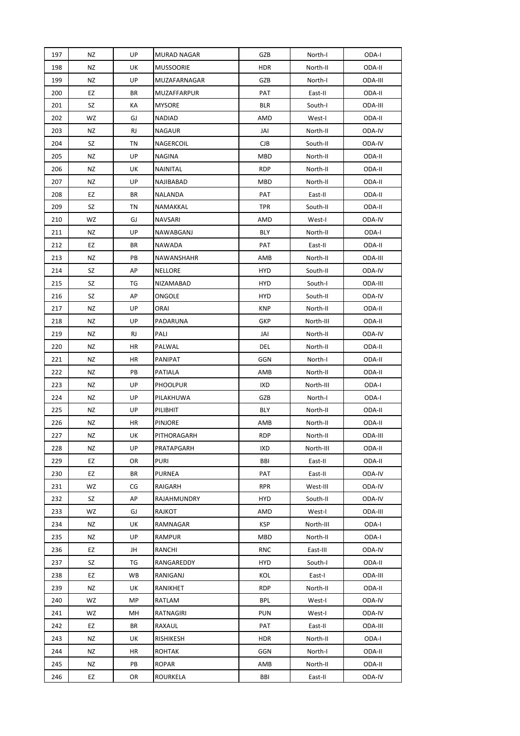| 197 | NZ | UP | MURAD NAGAR | GZB | North-I | ODA-I |
|---|---|---|---|---|---|---|
| 198 | NZ | UK | MUSSOORIE | HDR | North-II | ODA-II |
| 199 | NZ | UP | MUZAFARNAGAR | GZB | North-I | ODA-III |
| 200 | EZ | BR | MUZAFFARPUR | PAT | East-II | ODA-II |
| 201 | SZ | KA | MYSORE | BLR | South-I | ODA-III |
| 202 | WZ | GJ | NADIAD | AMD | West-I | ODA-II |
| 203 | NZ | RJ | NAGAUR | JAI | North-II | ODA-IV |
| 204 | SZ | TN | NAGERCOIL | CJB | South-II | ODA-IV |
| 205 | NZ | UP | NAGINA | MBD | North-II | ODA-II |
| 206 | NZ | UK | NAINITAL | RDP | North-II | ODA-II |
| 207 | NZ | UP | NAJIBABAD | MBD | North-II | ODA-II |
| 208 | EZ | BR | NALANDA | PAT | East-II | ODA-II |
| 209 | SZ | TN | NAMAKKAL | TPR | South-II | ODA-II |
| 210 | WZ | GJ | NAVSARI | AMD | West-I | ODA-IV |
| 211 | NZ | UP | NAWABGANJ | BLY | North-II | ODA-I |
| 212 | EZ | BR | NAWADA | PAT | East-II | ODA-II |
| 213 | NZ | PB | NAWANSHAHR | AMB | North-II | ODA-III |
| 214 | SZ | AP | NELLORE | HYD | South-II | ODA-IV |
| 215 | SZ | TG | NIZAMABAD | HYD | South-I | ODA-III |
| 216 | SZ | AP | ONGOLE | HYD | South-II | ODA-IV |
| 217 | NZ | UP | ORAI | KNP | North-II | ODA-II |
| 218 | NZ | UP | PADARUNA | GKP | North-III | ODA-II |
| 219 | NZ | RJ | PALI | JAI | North-II | ODA-IV |
| 220 | NZ | HR | PALWAL | DEL | North-II | ODA-II |
| 221 | NZ | HR | PANIPAT | GGN | North-I | ODA-II |
| 222 | NZ | PB | PATIALA | AMB | North-II | ODA-II |
| 223 | NZ | UP | PHOOLPUR | IXD | North-III | ODA-I |
| 224 | NZ | UP | PILAKHUWA | GZB | North-I | ODA-I |
| 225 | NZ | UP | PILIBHIT | BLY | North-II | ODA-II |
| 226 | NZ | HR | PINJORE | AMB | North-II | ODA-II |
| 227 | NZ | UK | PITHORAGARH | RDP | North-II | ODA-III |
| 228 | NZ | UP | PRATAPGARH | IXD | North-III | ODA-II |
| 229 | EZ | OR | PURI | BBI | East-II | ODA-II |
| 230 | EZ | BR | PURNEA | PAT | East-II | ODA-IV |
| 231 | WZ | CG | RAIGARH | RPR | West-III | ODA-IV |
| 232 | SZ | AP | RAJAHMUNDRY | HYD | South-II | ODA-IV |
| 233 | WZ | GJ | RAJKOT | AMD | West-I | ODA-III |
| 234 | NZ | UK | RAMNAGAR | KSP | North-III | ODA-I |
| 235 | NZ | UP | RAMPUR | MBD | North-II | ODA-I |
| 236 | EZ | JH | RANCHI | RNC | East-III | ODA-IV |
| 237 | SZ | TG | RANGAREDDY | HYD | South-I | ODA-II |
| 238 | EZ | WB | RANIGANJ | KOL | East-I | ODA-III |
| 239 | NZ | UK | RANIKHET | RDP | North-II | ODA-II |
| 240 | WZ | MP | RATLAM | BPL | West-I | ODA-IV |
| 241 | WZ | MH | RATNAGIRI | PUN | West-I | ODA-IV |
| 242 | EZ | BR | RAXAUL | PAT | East-II | ODA-III |
| 243 | NZ | UK | RISHIKESH | HDR | North-II | ODA-I |
| 244 | NZ | HR | ROHTAK | GGN | North-I | ODA-II |
| 245 | NZ | PB | ROPAR | AMB | North-II | ODA-II |
| 246 | EZ | OR | ROURKELA | BBI | East-II | ODA-IV |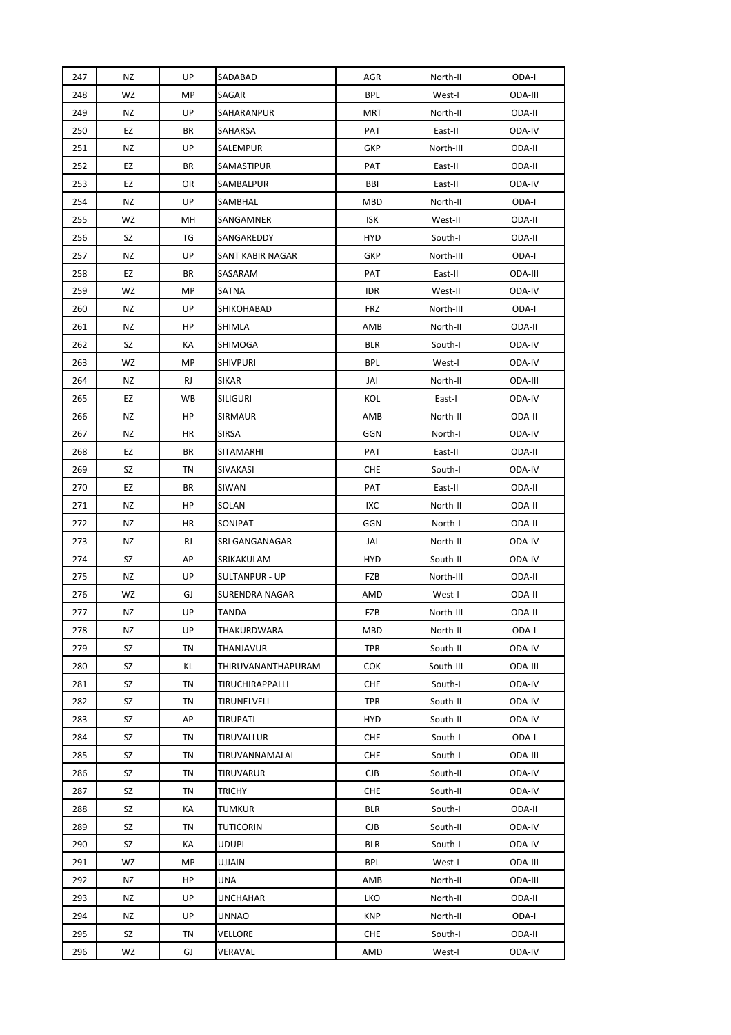| 247 | NZ | UP | SADABAD | AGR | North-II | ODA-I |
|---|---|---|---|---|---|---|
| 248 | WZ | MP | SAGAR | BPL | West-I | ODA-III |
| 249 | NZ | UP | SAHARANPUR | MRT | North-II | ODA-II |
| 250 | EZ | BR | SAHARSA | PAT | East-II | ODA-IV |
| 251 | NZ | UP | SALEMPUR | GKP | North-III | ODA-II |
| 252 | EZ | BR | SAMASTIPUR | PAT | East-II | ODA-II |
| 253 | EZ | OR | SAMBALPUR | BBI | East-II | ODA-IV |
| 254 | NZ | UP | SAMBHAL | MBD | North-II | ODA-I |
| 255 | WZ | MH | SANGAMNER | ISK | West-II | ODA-II |
| 256 | SZ | TG | SANGAREDDY | HYD | South-I | ODA-II |
| 257 | NZ | UP | SANT KABIR NAGAR | GKP | North-III | ODA-I |
| 258 | EZ | BR | SASARAM | PAT | East-II | ODA-III |
| 259 | WZ | MP | SATNA | IDR | West-II | ODA-IV |
| 260 | NZ | UP | SHIKOHABAD | FRZ | North-III | ODA-I |
| 261 | NZ | HP | SHIMLA | AMB | North-II | ODA-II |
| 262 | SZ | KA | SHIMOGA | BLR | South-I | ODA-IV |
| 263 | WZ | MP | SHIVPURI | BPL | West-I | ODA-IV |
| 264 | NZ | RJ | SIKAR | JAI | North-II | ODA-III |
| 265 | EZ | WB | SILIGURI | KOL | East-I | ODA-IV |
| 266 | NZ | HP | SIRMAUR | AMB | North-II | ODA-II |
| 267 | NZ | HR | SIRSA | GGN | North-I | ODA-IV |
| 268 | EZ | BR | SITAMARHI | PAT | East-II | ODA-II |
| 269 | SZ | TN | SIVAKASI | CHE | South-I | ODA-IV |
| 270 | EZ | BR | SIWAN | PAT | East-II | ODA-II |
| 271 | NZ | HP | SOLAN | IXC | North-II | ODA-II |
| 272 | NZ | HR | SONIPAT | GGN | North-I | ODA-II |
| 273 | NZ | RJ | SRI GANGANAGAR | JAI | North-II | ODA-IV |
| 274 | SZ | AP | SRIKAKULAM | HYD | South-II | ODA-IV |
| 275 | NZ | UP | SULTANPUR - UP | FZB | North-III | ODA-II |
| 276 | WZ | GJ | SURENDRA NAGAR | AMD | West-I | ODA-II |
| 277 | NZ | UP | TANDA | FZB | North-III | ODA-II |
| 278 | NZ | UP | THAKURDWARA | MBD | North-II | ODA-I |
| 279 | SZ | TN | THANJAVUR | TPR | South-II | ODA-IV |
| 280 | SZ | KL | THIRUVANANTHAPURAM | COK | South-III | ODA-III |
| 281 | SZ | TN | TIRUCHIRAPPALLI | CHE | South-I | ODA-IV |
| 282 | SZ | TN | TIRUNELVELI | TPR | South-II | ODA-IV |
| 283 | SZ | AP | TIRUPATI | HYD | South-II | ODA-IV |
| 284 | SZ | TN | TIRUVALLUR | CHE | South-I | ODA-I |
| 285 | SZ | TN | TIRUVANNAMALAI | CHE | South-I | ODA-III |
| 286 | SZ | TN | TIRUVARUR | CJB | South-II | ODA-IV |
| 287 | SZ | TN | TRICHY | CHE | South-II | ODA-IV |
| 288 | SZ | KA | TUMKUR | BLR | South-I | ODA-II |
| 289 | SZ | TN | TUTICORIN | CJB | South-II | ODA-IV |
| 290 | SZ | KA | UDUPI | BLR | South-I | ODA-IV |
| 291 | WZ | MP | UJJAIN | BPL | West-I | ODA-III |
| 292 | NZ | HP | UNA | AMB | North-II | ODA-III |
| 293 | NZ | UP | UNCHAHAR | LKO | North-II | ODA-II |
| 294 | NZ | UP | UNNAO | KNP | North-II | ODA-I |
| 295 | SZ | TN | VELLORE | CHE | South-I | ODA-II |
| 296 | WZ | GJ | VERAVAL | AMD | West-I | ODA-IV |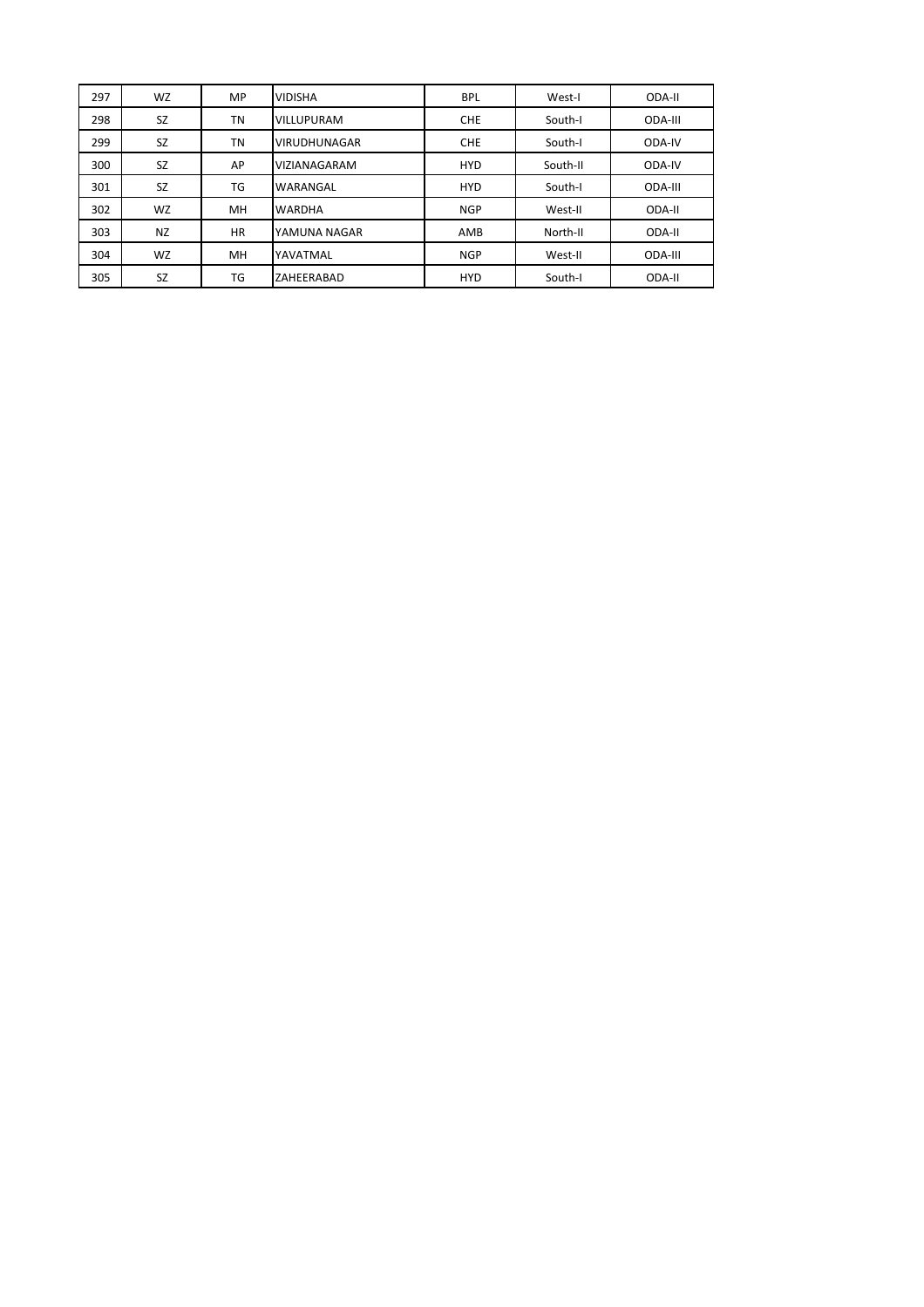| | | | | | | |
|---|---|---|---|---|---|---|
| 297 | WZ | MP | VIDISHA | BPL | West-I | ODA-II |
| 298 | SZ | TN | VILLUPURAM | CHE | South-I | ODA-III |
| 299 | SZ | TN | VIRUDHUNAGAR | CHE | South-I | ODA-IV |
| 300 | SZ | AP | VIZIANAGARAM | HYD | South-II | ODA-IV |
| 301 | SZ | TG | WARANGAL | HYD | South-I | ODA-III |
| 302 | WZ | MH | WARDHA | NGP | West-II | ODA-II |
| 303 | NZ | HR | YAMUNA NAGAR | AMB | North-II | ODA-II |
| 304 | WZ | MH | YAVATMAL | NGP | West-II | ODA-III |
| 305 | SZ | TG | ZAHEERABAD | HYD | South-I | ODA-II |